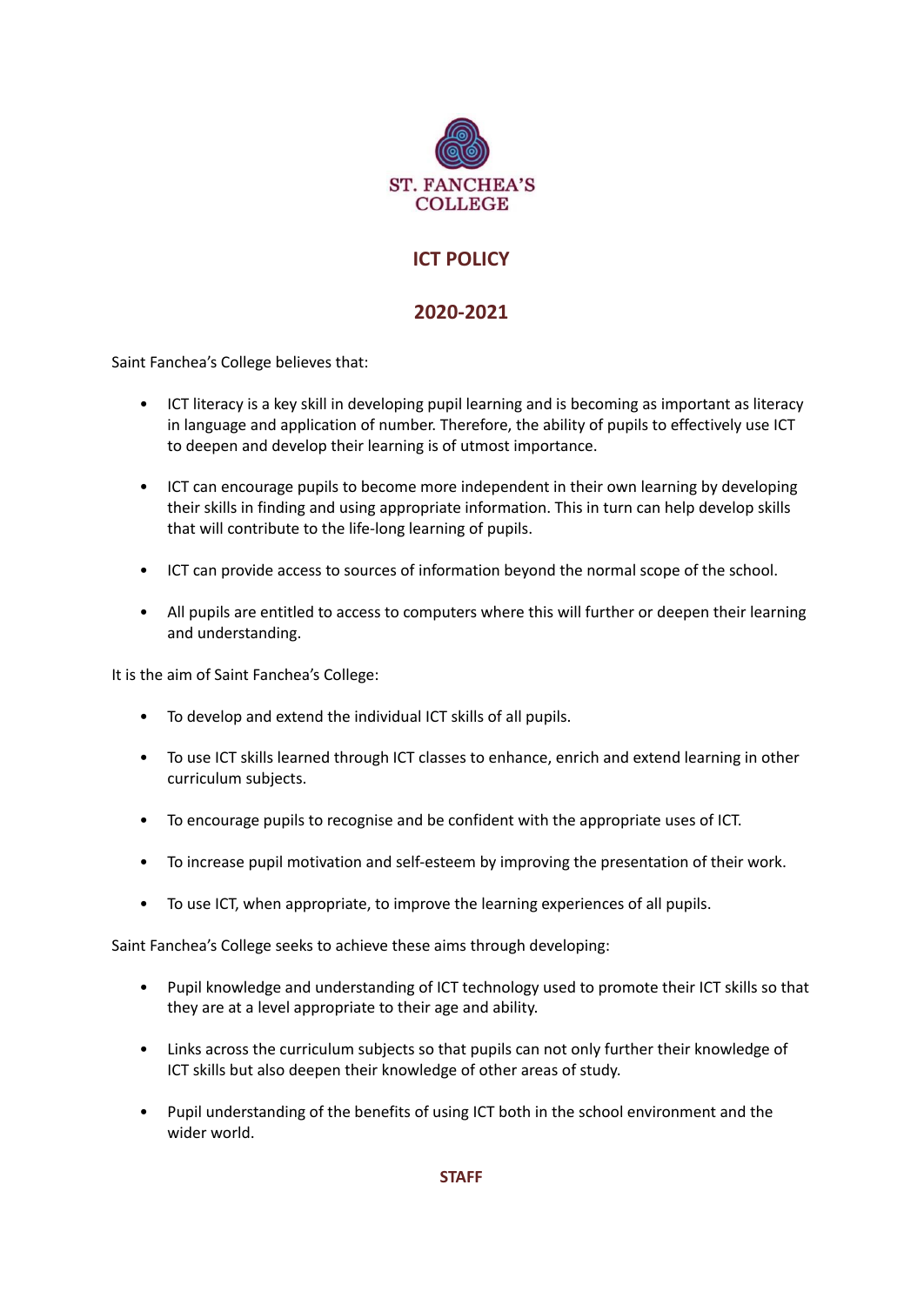ST. FANCHEA'S COLLEGE

# ICT POLICY

# 2020-2021

Saint Fanchea's College believes that:

- ICT literacy is a key skill in developing pupil learning and is becoming as important as literacy in language and application of number. Therefore, the ability of pupils to effectively use ICT to deepen and develop their learning is of utmost importance.
- ICT can encourage pupils to become more independent in their own learning by developing their skills in finding and using appropriate information. This in turn can help develop skills that will contribute to the life-long learning of pupils.
- ICT can provide access to sources of information beyond the normal scope of the school.
- All pupils are entitled to access to computers where this will further or deepen their learning and understanding.

It is the aim of Saint Fanchea's College:

- To develop and extend the individual ICT skills of all pupils.
- To use ICT skills learned through ICT classes to enhance, enrich and extend learning in other curriculum subjects.
- To encourage pupils to recognise and be confident with the appropriate uses of ICT.
- To increase pupil motivation and self-esteem by improving the presentation of their work.
- To use ICT, when appropriate, to improve the learning experiences of all pupils.

Saint Fanchea's College seeks to achieve these aims through developing:

- Pupil knowledge and understanding of ICT technology used to promote their ICT skills so that they are at a level appropriate to their age and ability.
- Links across the curriculum subjects so that pupils can not only further their knowledge of ICT skills but also deepen their knowledge of other areas of study.
- Pupil understanding of the benefits of using ICT both in the school environment and the wider world.

## STAFF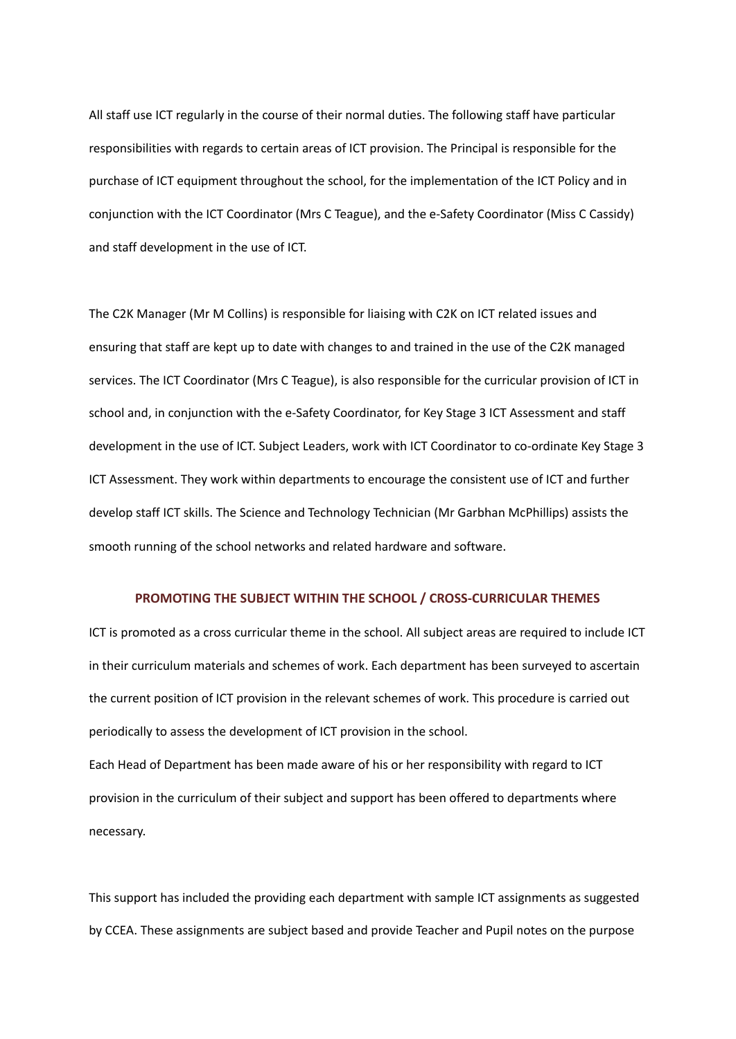All staff use ICT regularly in the course of their normal duties. The following staff have particular responsibilities with regards to certain areas of ICT provision. The Principal is responsible for the purchase of ICT equipment throughout the school, for the implementation of the ICT Policy and in conjunction with the ICT Coordinator (Mrs C Teague), and the e-Safety Coordinator (Miss C Cassidy) and staff development in the use of ICT.

The C2K Manager (Mr M Collins) is responsible for liaising with C2K on ICT related issues and ensuring that staff are kept up to date with changes to and trained in the use of the C2K managed services. The ICT Coordinator (Mrs C Teague), is also responsible for the curricular provision of ICT in school and, in conjunction with the e-Safety Coordinator, for Key Stage 3 ICT Assessment and staff development in the use of ICT. Subject Leaders, work with ICT Coordinator to co-ordinate Key Stage 3 ICT Assessment. They work within departments to encourage the consistent use of ICT and further develop staff ICT skills. The Science and Technology Technician (Mr Garbhan McPhillips) assists the smooth running of the school networks and related hardware and software.

## PROMOTING THE SUBJECT WITHIN THE SCHOOL / CROSS-CURRICULAR THEMES

ICT is promoted as a cross curricular theme in the school. All subject areas are required to include ICT in their curriculum materials and schemes of work. Each department has been surveyed to ascertain the current position of ICT provision in the relevant schemes of work. This procedure is carried out periodically to assess the development of ICT provision in the school.

Each Head of Department has been made aware of his or her responsibility with regard to ICT provision in the curriculum of their subject and support has been offered to departments where necessary.

This support has included the providing each department with sample ICT assignments as suggested by CCEA. These assignments are subject based and provide Teacher and Pupil notes on the purpose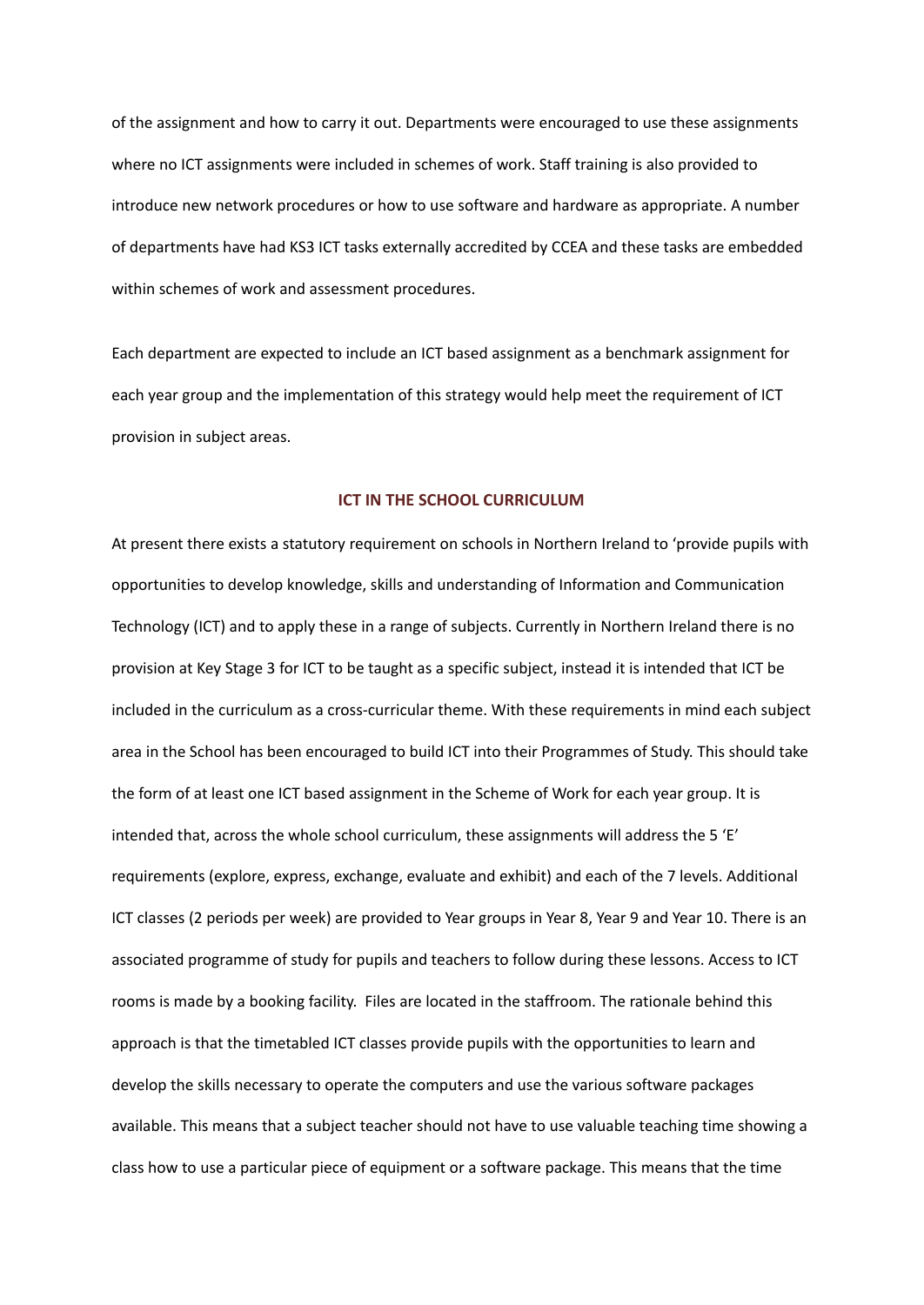of the assignment and how to carry it out. Departments were encouraged to use these assignments where no ICT assignments were included in schemes of work. Staff training is also provided to introduce new network procedures or how to use software and hardware as appropriate. A number of departments have had KS3 ICT tasks externally accredited by CCEA and these tasks are embedded within schemes of work and assessment procedures.

Each department are expected to include an ICT based assignment as a benchmark assignment for each year group and the implementation of this strategy would help meet the requirement of ICT provision in subject areas.

## ICT IN THE SCHOOL CURRICULUM

At present there exists a statutory requirement on schools in Northern Ireland to 'provide pupils with opportunities to develop knowledge, skills and understanding of Information and Communication Technology (ICT) and to apply these in a range of subjects. Currently in Northern Ireland there is no provision at Key Stage 3 for ICT to be taught as a specific subject, instead it is intended that ICT be included in the curriculum as a cross-curricular theme. With these requirements in mind each subject area in the School has been encouraged to build ICT into their Programmes of Study. This should take the form of at least one ICT based assignment in the Scheme of Work for each year group. It is intended that, across the whole school curriculum, these assignments will address the 5 'E' requirements (explore, express, exchange, evaluate and exhibit) and each of the 7 levels. Additional ICT classes (2 periods per week) are provided to Year groups in Year 8, Year 9 and Year 10. There is an associated programme of study for pupils and teachers to follow during these lessons. Access to ICT rooms is made by a booking facility. Files are located in the staffroom. The rationale behind this approach is that the timetabled ICT classes provide pupils with the opportunities to learn and develop the skills necessary to operate the computers and use the various software packages available. This means that a subject teacher should not have to use valuable teaching time showing a class how to use a particular piece of equipment or a software package. This means that the time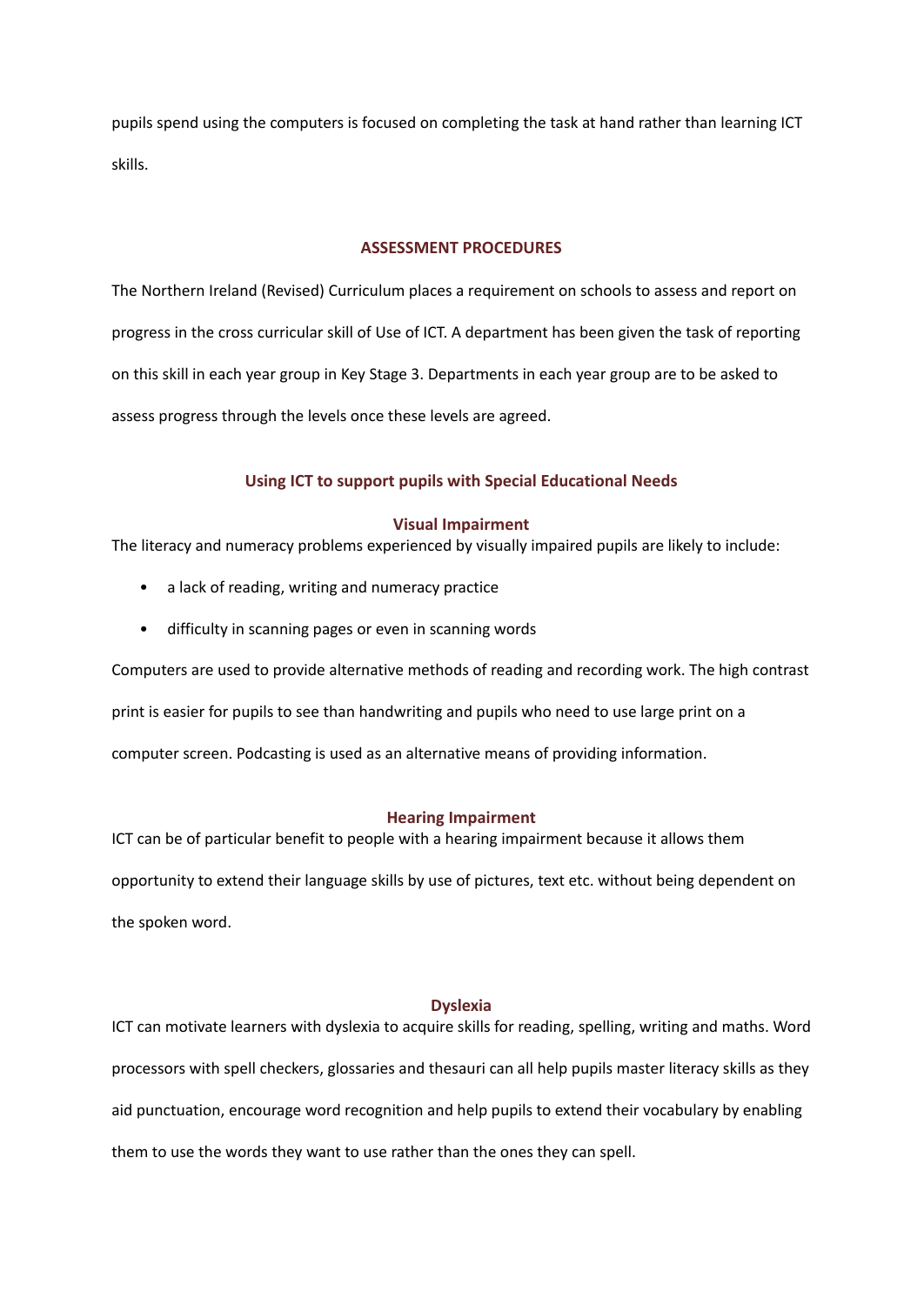pupils spend using the computers is focused on completing the task at hand rather than learning ICT skills.

## ASSESSMENT PROCEDURES

The Northern Ireland (Revised) Curriculum places a requirement on schools to assess and report on progress in the cross curricular skill of Use of ICT. A department has been given the task of reporting on this skill in each year group in Key Stage 3. Departments in each year group are to be asked to assess progress through the levels once these levels are agreed.

## Using ICT to support pupils with Special Educational Needs

### Visual Impairment

The literacy and numeracy problems experienced by visually impaired pupils are likely to include:

- a lack of reading, writing and numeracy practice
- difficulty in scanning pages or even in scanning words

Computers are used to provide alternative methods of reading and recording work. The high contrast print is easier for pupils to see than handwriting and pupils who need to use large print on a computer screen. Podcasting is used as an alternative means of providing information.

### Hearing Impairment

ICT can be of particular benefit to people with a hearing impairment because it allows them opportunity to extend their language skills by use of pictures, text etc. without being dependent on the spoken word.

### Dyslexia

ICT can motivate learners with dyslexia to acquire skills for reading, spelling, writing and maths. Word processors with spell checkers, glossaries and thesauri can all help pupils master literacy skills as they aid punctuation, encourage word recognition and help pupils to extend their vocabulary by enabling them to use the words they want to use rather than the ones they can spell.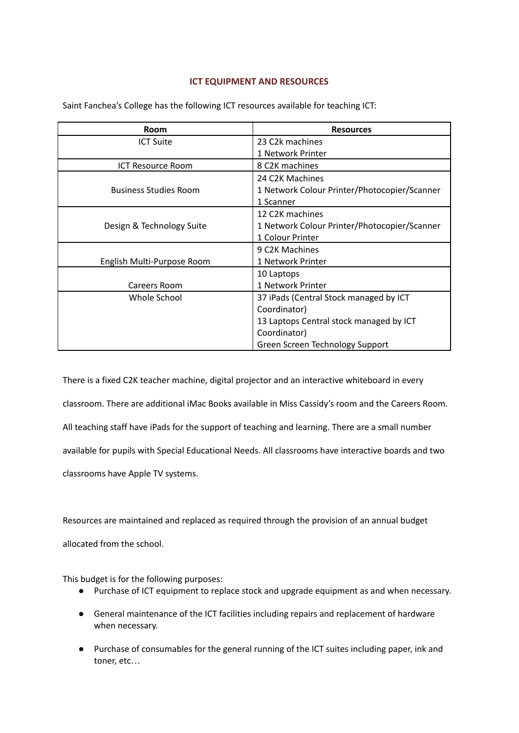## ICT EQUIPMENT AND RESOURCES

Saint Fanchea's College has the following ICT resources available for teaching ICT:

| Room | Resources |
|---|---|
| ICT Suite | 23 C2k machines<br>1 Network Printer |
| ICT Resource Room | 8 C2K machines |
| Business Studies Room | 24 C2K Machines<br>1 Network Colour Printer/Photocopier/Scanner<br>1 Scanner |
| Design & Technology Suite | 12 C2K machines<br>1 Network Colour Printer/Photocopier/Scanner<br>1 Colour Printer |
| English Multi-Purpose Room | 9 C2K Machines<br>1 Network Printer |
| Careers Room | 10 Laptops<br>1 Network Printer |
| Whole School | 37 iPads (Central Stock managed by ICT Coordinator)<br>13 Laptops Central stock managed by ICT Coordinator)<br>Green Screen Technology Support |

There is a fixed C2K teacher machine, digital projector and an interactive whiteboard in every classroom. There are additional iMac Books available in Miss Cassidy's room and the Careers Room. All teaching staff have iPads for the support of teaching and learning. There are a small number available for pupils with Special Educational Needs. All classrooms have interactive boards and two classrooms have Apple TV systems.

Resources are maintained and replaced as required through the provision of an annual budget allocated from the school.

This budget is for the following purposes:

- Purchase of ICT equipment to replace stock and upgrade equipment as and when necessary.
- General maintenance of the ICT facilities including repairs and replacement of hardware when necessary.
- Purchase of consumables for the general running of the ICT suites including paper, ink and toner, etc…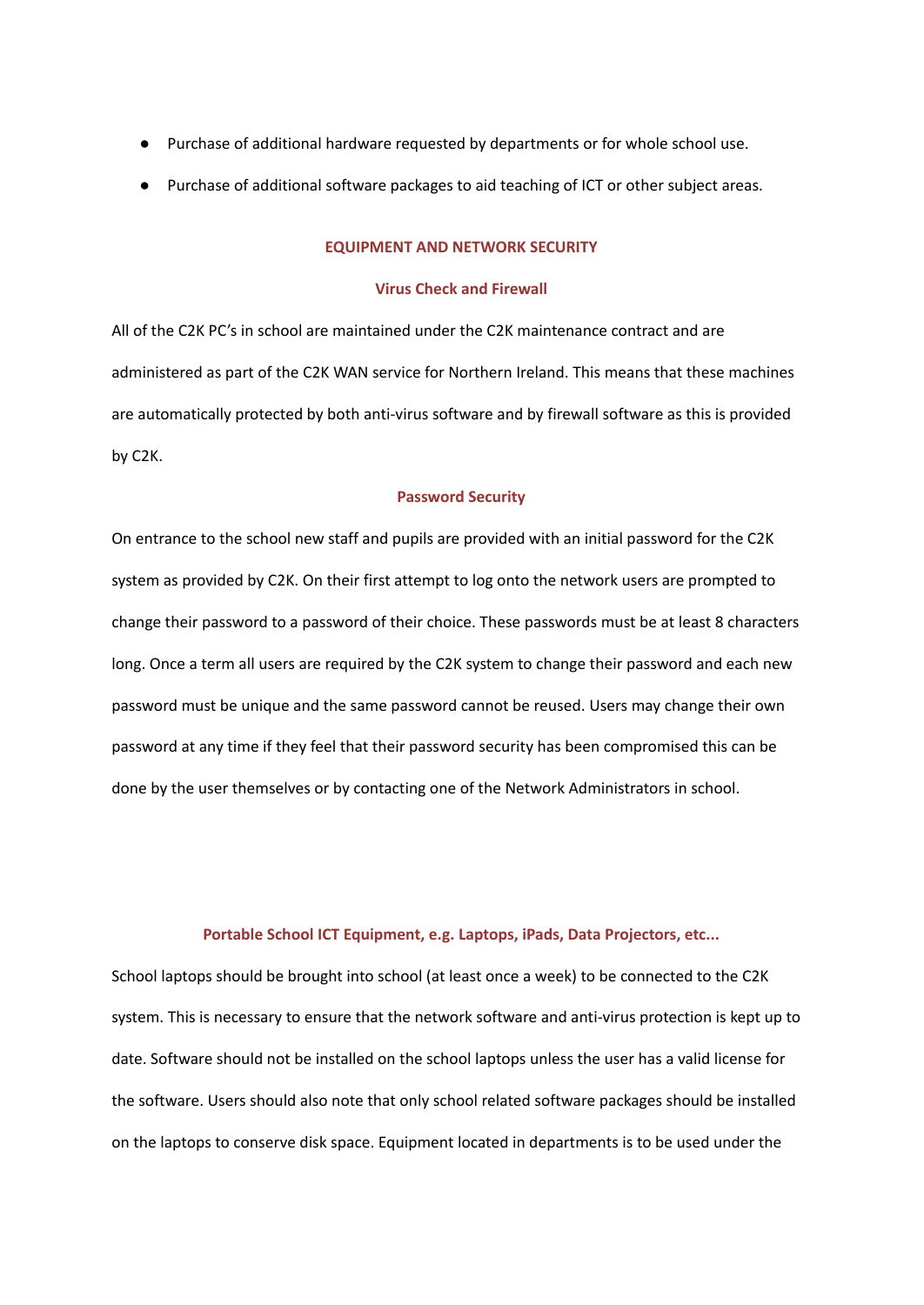- Purchase of additional hardware requested by departments or for whole school use.
- Purchase of additional software packages to aid teaching of ICT or other subject areas.

## EQUIPMENT AND NETWORK SECURITY

### Virus Check and Firewall

All of the C2K PC's in school are maintained under the C2K maintenance contract and are administered as part of the C2K WAN service for Northern Ireland. This means that these machines are automatically protected by both anti-virus software and by firewall software as this is provided by C2K.

### Password Security

On entrance to the school new staff and pupils are provided with an initial password for the C2K system as provided by C2K. On their first attempt to log onto the network users are prompted to change their password to a password of their choice. These passwords must be at least 8 characters long. Once a term all users are required by the C2K system to change their password and each new password must be unique and the same password cannot be reused. Users may change their own password at any time if they feel that their password security has been compromised this can be done by the user themselves or by contacting one of the Network Administrators in school.

### Portable School ICT Equipment, e.g. Laptops, iPads, Data Projectors, etc...

School laptops should be brought into school (at least once a week) to be connected to the C2K system. This is necessary to ensure that the network software and anti-virus protection is kept up to date. Software should not be installed on the school laptops unless the user has a valid license for the software. Users should also note that only school related software packages should be installed on the laptops to conserve disk space. Equipment located in departments is to be used under the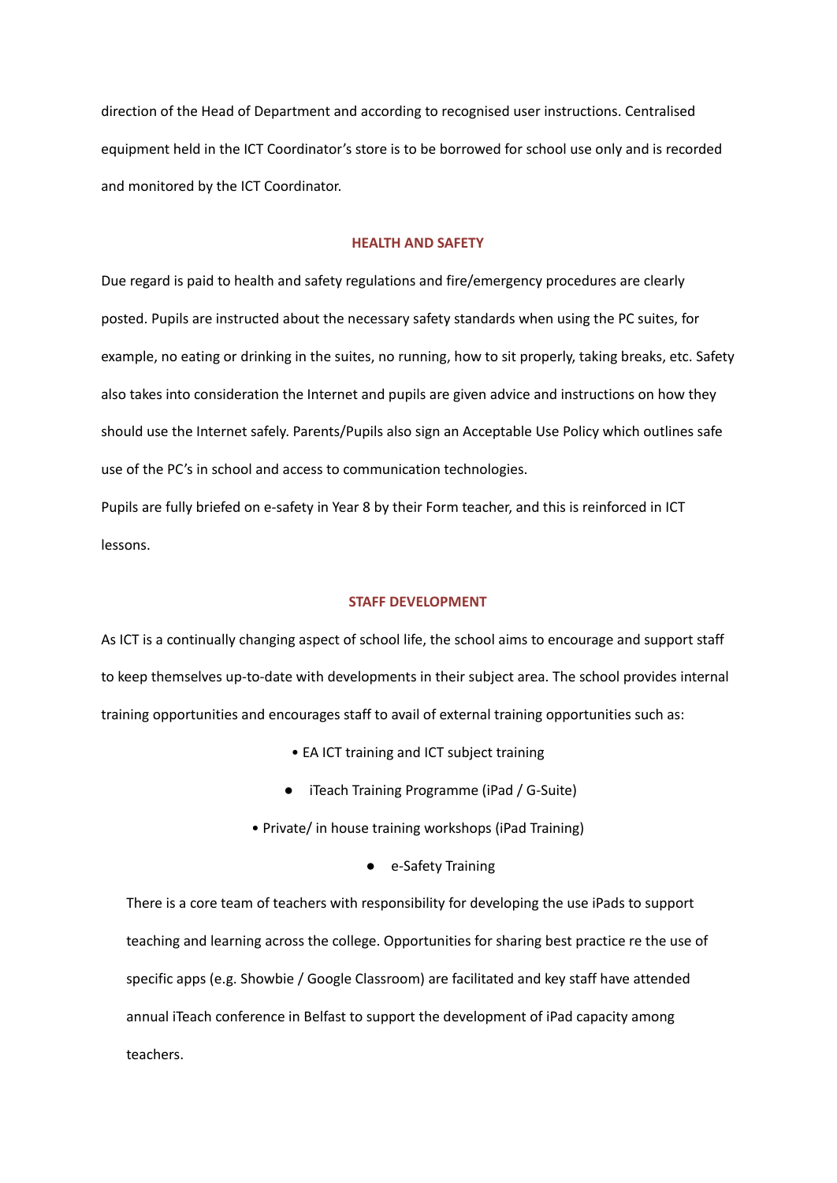direction of the Head of Department and according to recognised user instructions. Centralised equipment held in the ICT Coordinator's store is to be borrowed for school use only and is recorded and monitored by the ICT Coordinator.

## HEALTH AND SAFETY

Due regard is paid to health and safety regulations and fire/emergency procedures are clearly posted. Pupils are instructed about the necessary safety standards when using the PC suites, for example, no eating or drinking in the suites, no running, how to sit properly, taking breaks, etc. Safety also takes into consideration the Internet and pupils are given advice and instructions on how they should use the Internet safely. Parents/Pupils also sign an Acceptable Use Policy which outlines safe use of the PC's in school and access to communication technologies.

Pupils are fully briefed on e-safety in Year 8 by their Form teacher, and this is reinforced in ICT lessons.

## STAFF DEVELOPMENT

As ICT is a continually changing aspect of school life, the school aims to encourage and support staff to keep themselves up-to-date with developments in their subject area. The school provides internal training opportunities and encourages staff to avail of external training opportunities such as:

- EA ICT training and ICT subject training
- iTeach Training Programme (iPad / G-Suite)
- Private/ in house training workshops (iPad Training)
- e-Safety Training

There is a core team of teachers with responsibility for developing the use iPads to support teaching and learning across the college. Opportunities for sharing best practice re the use of specific apps (e.g. Showbie / Google Classroom) are facilitated and key staff have attended annual iTeach conference in Belfast to support the development of iPad capacity among teachers.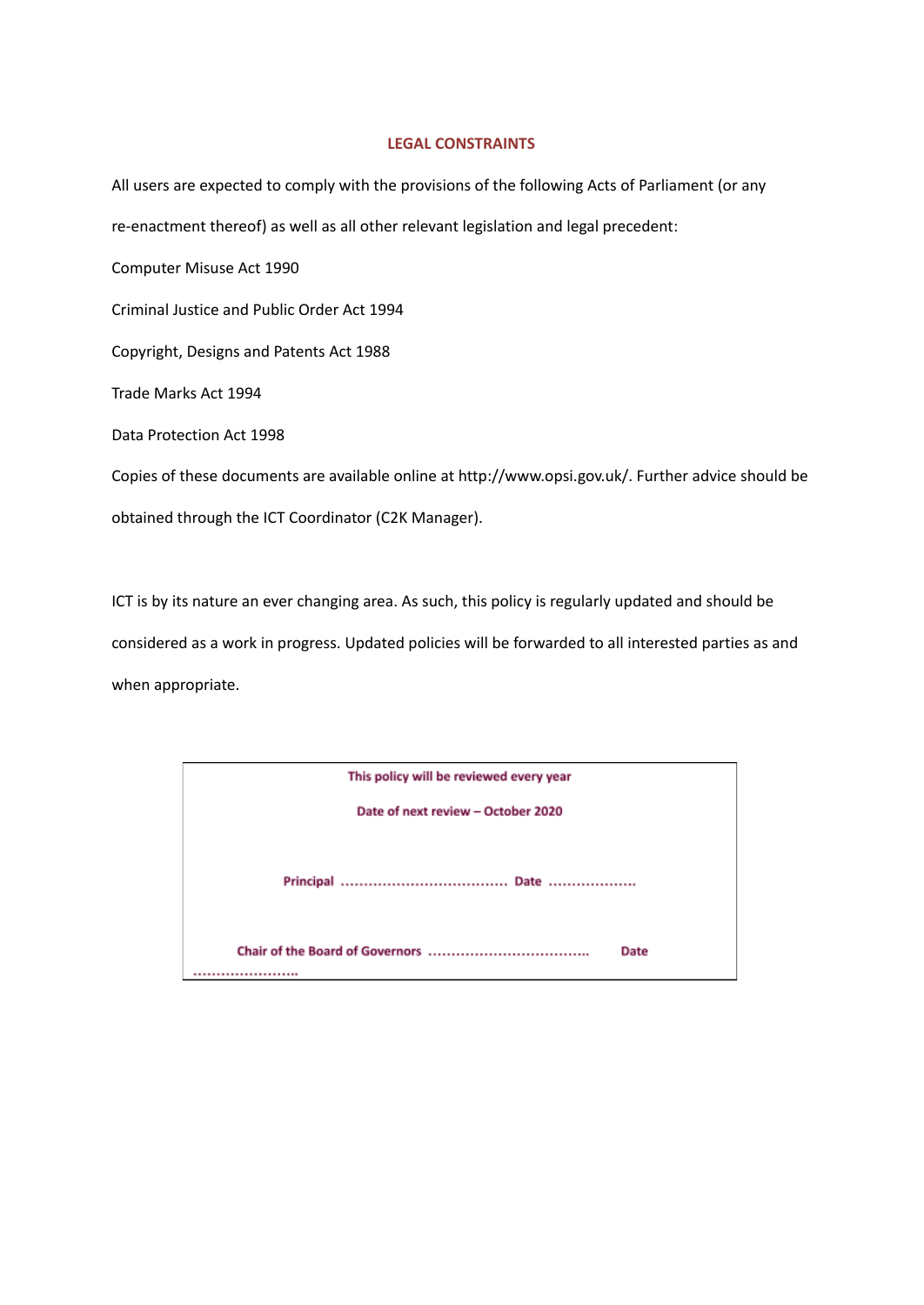## LEGAL CONSTRAINTS

All users are expected to comply with the provisions of the following Acts of Parliament (or any re-enactment thereof) as well as all other relevant legislation and legal precedent:

Computer Misuse Act 1990

Criminal Justice and Public Order Act 1994

Copyright, Designs and Patents Act 1988

Trade Marks Act 1994

Data Protection Act 1998

Copies of these documents are available online at http://www.opsi.gov.uk/. Further advice should be obtained through the ICT Coordinator (C2K Manager).

ICT is by its nature an ever changing area. As such, this policy is regularly updated and should be considered as a work in progress. Updated policies will be forwarded to all interested parties as and when appropriate.

**This policy will be reviewed every year**

**Date of next review – October 2020**

**Principal** .................................... **Date** ...................

**Chair of the Board of Governors** .................................... **Date** .........................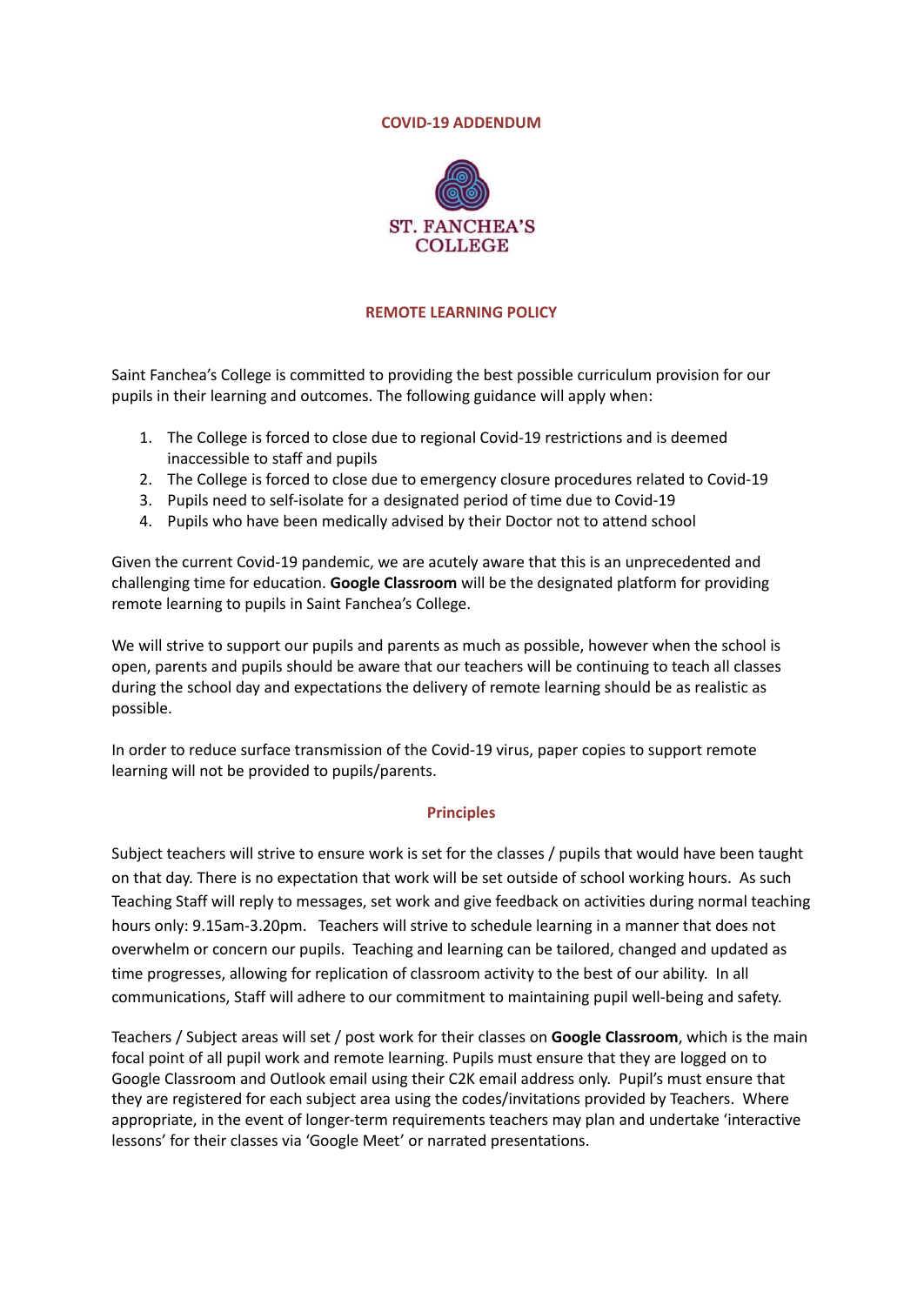**COVID-19 ADDENDUM**

ST. FANCHEA'S COLLEGE

## REMOTE LEARNING POLICY

Saint Fanchea's College is committed to providing the best possible curriculum provision for our pupils in their learning and outcomes. The following guidance will apply when:

1. The College is forced to close due to regional Covid-19 restrictions and is deemed inaccessible to staff and pupils
2. The College is forced to close due to emergency closure procedures related to Covid-19
3. Pupils need to self-isolate for a designated period of time due to Covid-19
4. Pupils who have been medically advised by their Doctor not to attend school

Given the current Covid-19 pandemic, we are acutely aware that this is an unprecedented and challenging time for education. **Google Classroom** will be the designated platform for providing remote learning to pupils in Saint Fanchea's College.

We will strive to support our pupils and parents as much as possible, however when the school is open, parents and pupils should be aware that our teachers will be continuing to teach all classes during the school day and expectations the delivery of remote learning should be as realistic as possible.

In order to reduce surface transmission of the Covid-19 virus, paper copies to support remote learning will not be provided to pupils/parents.

### Principles

Subject teachers will strive to ensure work is set for the classes / pupils that would have been taught on that day. There is no expectation that work will be set outside of school working hours. As such Teaching Staff will reply to messages, set work and give feedback on activities during normal teaching hours only: 9.15am-3.20pm. Teachers will strive to schedule learning in a manner that does not overwhelm or concern our pupils. Teaching and learning can be tailored, changed and updated as time progresses, allowing for replication of classroom activity to the best of our ability. In all communications, Staff will adhere to our commitment to maintaining pupil well-being and safety.

Teachers / Subject areas will set / post work for their classes on **Google Classroom**, which is the main focal point of all pupil work and remote learning. Pupils must ensure that they are logged on to Google Classroom and Outlook email using their C2K email address only. Pupil's must ensure that they are registered for each subject area using the codes/invitations provided by Teachers. Where appropriate, in the event of longer-term requirements teachers may plan and undertake 'interactive lessons' for their classes via 'Google Meet' or narrated presentations.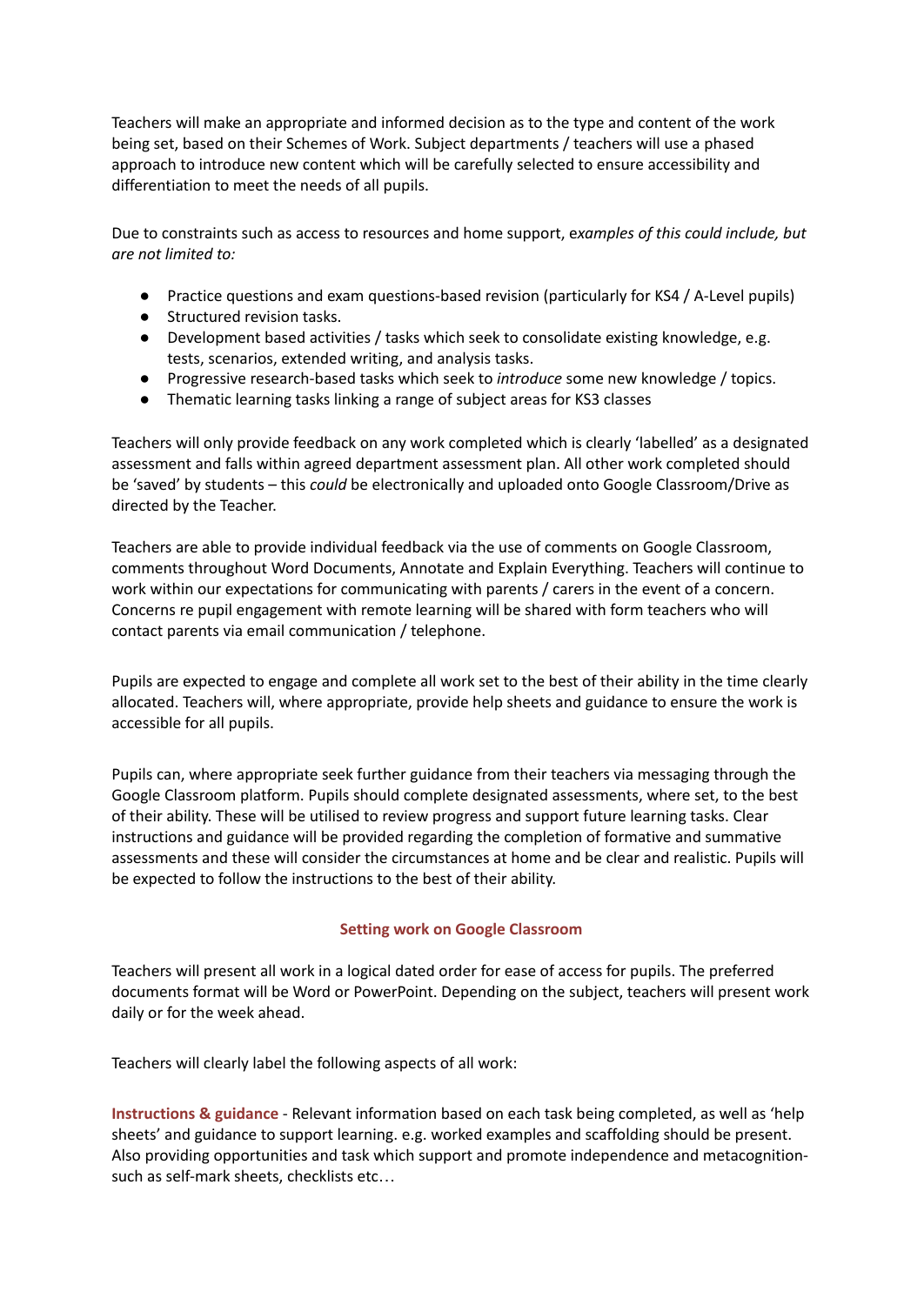Teachers will make an appropriate and informed decision as to the type and content of the work being set, based on their Schemes of Work. Subject departments / teachers will use a phased approach to introduce new content which will be carefully selected to ensure accessibility and differentiation to meet the needs of all pupils.

Due to constraints such as access to resources and home support, e*xamples of this could include, but are not limited to:*

- Practice questions and exam questions-based revision (particularly for KS4 / A-Level pupils)
- Structured revision tasks.
- Development based activities / tasks which seek to consolidate existing knowledge, e.g. tests, scenarios, extended writing, and analysis tasks.
- Progressive research-based tasks which seek to *introduce* some new knowledge / topics.
- Thematic learning tasks linking a range of subject areas for KS3 classes

Teachers will only provide feedback on any work completed which is clearly 'labelled' as a designated assessment and falls within agreed department assessment plan. All other work completed should be 'saved' by students – this *could* be electronically and uploaded onto Google Classroom/Drive as directed by the Teacher.

Teachers are able to provide individual feedback via the use of comments on Google Classroom, comments throughout Word Documents, Annotate and Explain Everything. Teachers will continue to work within our expectations for communicating with parents / carers in the event of a concern. Concerns re pupil engagement with remote learning will be shared with form teachers who will contact parents via email communication / telephone.

Pupils are expected to engage and complete all work set to the best of their ability in the time clearly allocated. Teachers will, where appropriate, provide help sheets and guidance to ensure the work is accessible for all pupils.

Pupils can, where appropriate seek further guidance from their teachers via messaging through the Google Classroom platform. Pupils should complete designated assessments, where set, to the best of their ability. These will be utilised to review progress and support future learning tasks. Clear instructions and guidance will be provided regarding the completion of formative and summative assessments and these will consider the circumstances at home and be clear and realistic. Pupils will be expected to follow the instructions to the best of their ability.

### Setting work on Google Classroom

Teachers will present all work in a logical dated order for ease of access for pupils. The preferred documents format will be Word or PowerPoint. Depending on the subject, teachers will present work daily or for the week ahead.

Teachers will clearly label the following aspects of all work:

**Instructions & guidance** - Relevant information based on each task being completed, as well as 'help sheets' and guidance to support learning. e.g. worked examples and scaffolding should be present. Also providing opportunities and task which support and promote independence and metacognition- such as self-mark sheets, checklists etc…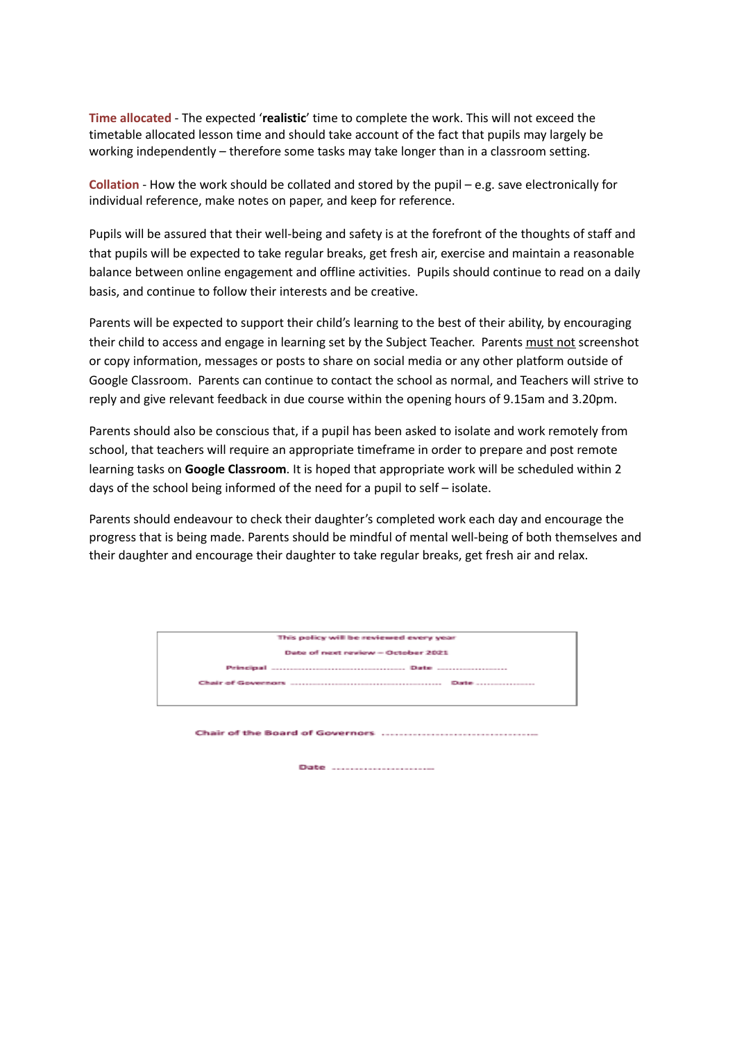**Time allocated** - The expected '**realistic**' time to complete the work. This will not exceed the timetable allocated lesson time and should take account of the fact that pupils may largely be working independently – therefore some tasks may take longer than in a classroom setting.

**Collation** - How the work should be collated and stored by the pupil – e.g. save electronically for individual reference, make notes on paper, and keep for reference.

Pupils will be assured that their well-being and safety is at the forefront of the thoughts of staff and that pupils will be expected to take regular breaks, get fresh air, exercise and maintain a reasonable balance between online engagement and offline activities. Pupils should continue to read on a daily basis, and continue to follow their interests and be creative.

Parents will be expected to support their child's learning to the best of their ability, by encouraging their child to access and engage in learning set by the Subject Teacher. Parents must not screenshot or copy information, messages or posts to share on social media or any other platform outside of Google Classroom. Parents can continue to contact the school as normal, and Teachers will strive to reply and give relevant feedback in due course within the opening hours of 9.15am and 3.20pm.

Parents should also be conscious that, if a pupil has been asked to isolate and work remotely from school, that teachers will require an appropriate timeframe in order to prepare and post remote learning tasks on **Google Classroom**. It is hoped that appropriate work will be scheduled within 2 days of the school being informed of the need for a pupil to self – isolate.

Parents should endeavour to check their daughter's completed work each day and encourage the progress that is being made. Parents should be mindful of mental well-being of both themselves and their daughter and encourage their daughter to take regular breaks, get fresh air and relax.

| This policy will be reviewed every year |
| --- |
| Date of next review – October 2021 |
| Principal ........................................ Date ........................ |
| Chair of Governors ................................................ Date .................... |

Chair of the Board of Governors ........................................

Date ..........................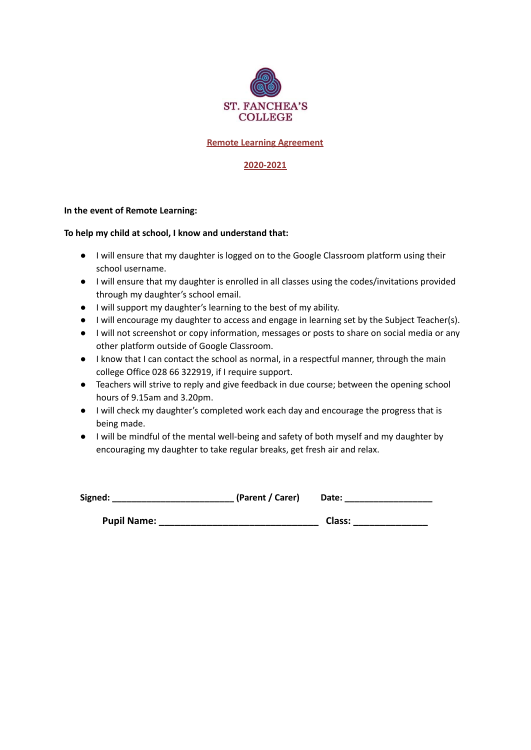ST. FANCHEA'S COLLEGE

## Remote Learning Agreement

## 2020-2021

**In the event of Remote Learning:**

**To help my child at school, I know and understand that:**

- I will ensure that my daughter is logged on to the Google Classroom platform using their school username.
- I will ensure that my daughter is enrolled in all classes using the codes/invitations provided through my daughter's school email.
- I will support my daughter's learning to the best of my ability.
- I will encourage my daughter to access and engage in learning set by the Subject Teacher(s).
- I will not screenshot or copy information, messages or posts to share on social media or any other platform outside of Google Classroom.
- I know that I can contact the school as normal, in a respectful manner, through the main college Office 028 66 322919, if I require support.
- Teachers will strive to reply and give feedback in due course; between the opening school hours of 9.15am and 3.20pm.
- I will check my daughter's completed work each day and encourage the progress that is being made.
- I will be mindful of the mental well-being and safety of both myself and my daughter by encouraging my daughter to take regular breaks, get fresh air and relax.

**Signed:** ________________________ **(Parent / Carer)** **Date:** _________________

**Pupil Name:** _______________________________ **Class:** ______________